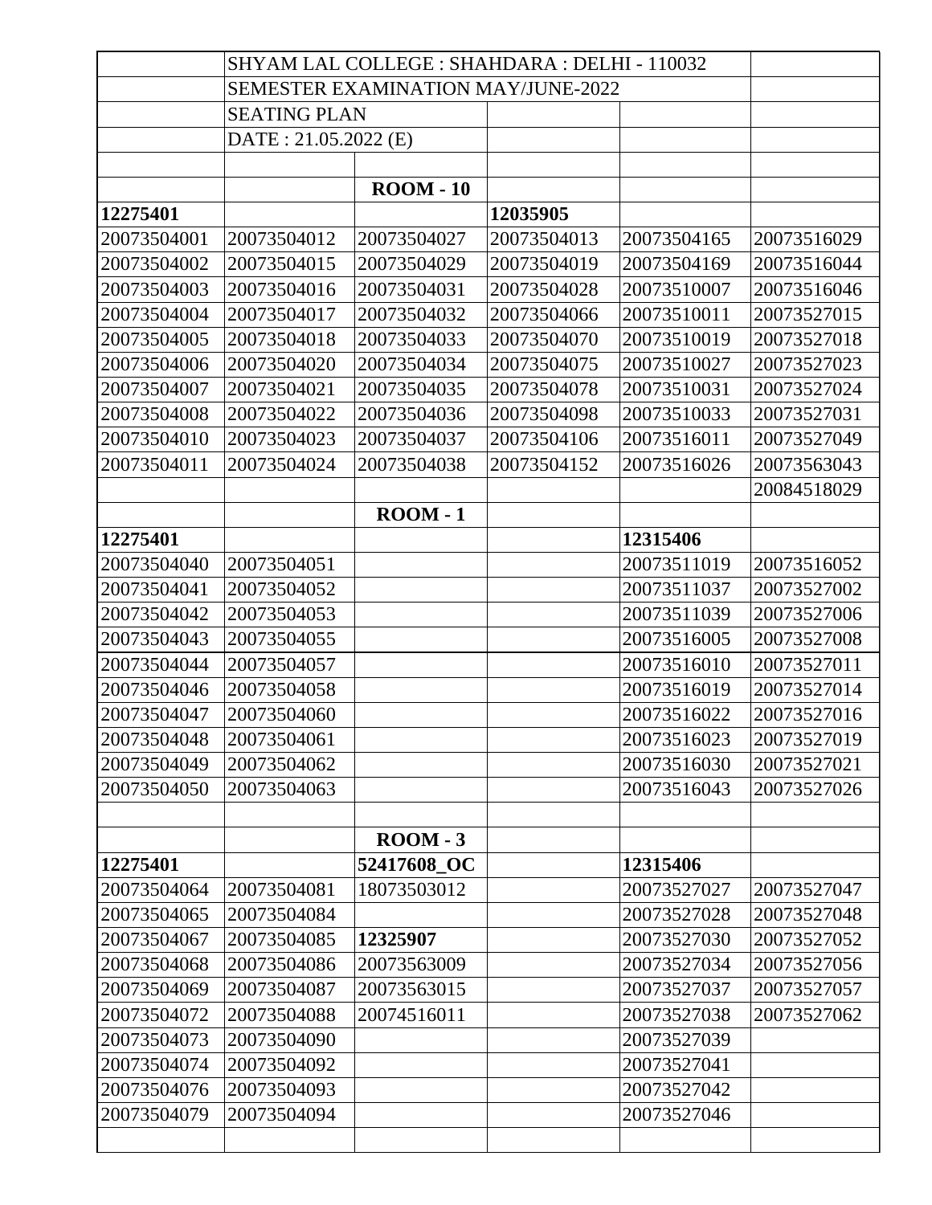| | SHYAM LAL COLLEGE : SHAHDARA : DELHI - 110032 | | | | |
|---|---|---|---|---|---|
| | SEMESTER EXAMINATION MAY/JUNE-2022 | | | | |
| | SEATING PLAN | | | | |
| | DATE : 21.05.2022 (E) | | | | |
| | | | | | |
| | | **ROOM - 10** | | | |
| **12275401** | | | **12035905** | | |
| 20073504001 | 20073504012 | 20073504027 | 20073504013 | 20073504165 | 20073516029 |
| 20073504002 | 20073504015 | 20073504029 | 20073504019 | 20073504169 | 20073516044 |
| 20073504003 | 20073504016 | 20073504031 | 20073504028 | 20073510007 | 20073516046 |
| 20073504004 | 20073504017 | 20073504032 | 20073504066 | 20073510011 | 20073527015 |
| 20073504005 | 20073504018 | 20073504033 | 20073504070 | 20073510019 | 20073527018 |
| 20073504006 | 20073504020 | 20073504034 | 20073504075 | 20073510027 | 20073527023 |
| 20073504007 | 20073504021 | 20073504035 | 20073504078 | 20073510031 | 20073527024 |
| 20073504008 | 20073504022 | 20073504036 | 20073504098 | 20073510033 | 20073527031 |
| 20073504010 | 20073504023 | 20073504037 | 20073504106 | 20073516011 | 20073527049 |
| 20073504011 | 20073504024 | 20073504038 | 20073504152 | 20073516026 | 20073563043 |
| | | | | | 20084518029 |
| | | **ROOM - 1** | | | |
| **12275401** | | | | **12315406** | |
| 20073504040 | 20073504051 | | | 20073511019 | 20073516052 |
| 20073504041 | 20073504052 | | | 20073511037 | 20073527002 |
| 20073504042 | 20073504053 | | | 20073511039 | 20073527006 |
| 20073504043 | 20073504055 | | | 20073516005 | 20073527008 |
| 20073504044 | 20073504057 | | | 20073516010 | 20073527011 |
| 20073504046 | 20073504058 | | | 20073516019 | 20073527014 |
| 20073504047 | 20073504060 | | | 20073516022 | 20073527016 |
| 20073504048 | 20073504061 | | | 20073516023 | 20073527019 |
| 20073504049 | 20073504062 | | | 20073516030 | 20073527021 |
| 20073504050 | 20073504063 | | | 20073516043 | 20073527026 |
| | | | | | |
| | | **ROOM - 3** | | | |
| **12275401** | | **52417608_OC** | | **12315406** | |
| 20073504064 | 20073504081 | 18073503012 | | 20073527027 | 20073527047 |
| 20073504065 | 20073504084 | | | 20073527028 | 20073527048 |
| 20073504067 | 20073504085 | **12325907** | | 20073527030 | 20073527052 |
| 20073504068 | 20073504086 | 20073563009 | | 20073527034 | 20073527056 |
| 20073504069 | 20073504087 | 20073563015 | | 20073527037 | 20073527057 |
| 20073504072 | 20073504088 | 20074516011 | | 20073527038 | 20073527062 |
| 20073504073 | 20073504090 | | | 20073527039 | |
| 20073504074 | 20073504092 | | | 20073527041 | |
| 20073504076 | 20073504093 | | | 20073527042 | |
| 20073504079 | 20073504094 | | | 20073527046 | |
| | | | | | |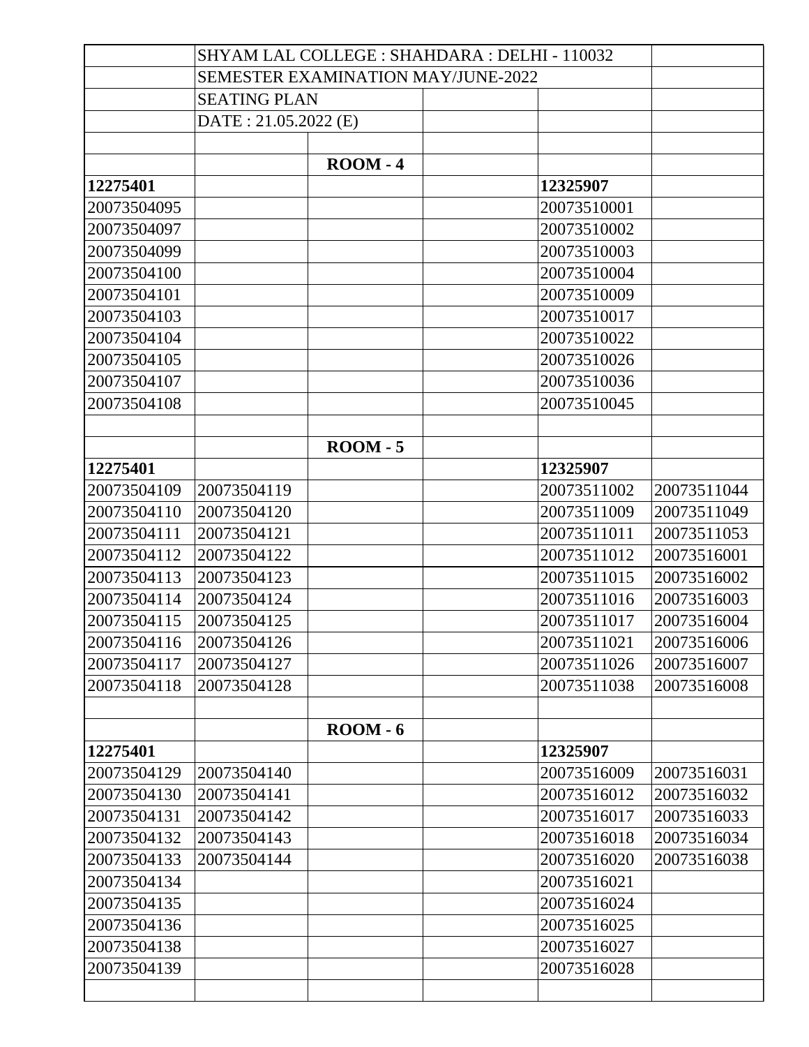SHYAM LAL COLLEGE : SHAHDARA : DELHI - 110032

SEMESTER EXAMINATION MAY/JUNE-2022

SEATING PLAN

DATE : 21.05.2022 (E)

| | | | | | |
|---|---|---|---|---|---|
| | | **ROOM - 4** | | | |
| **12275401** | | | | **12325907** | |
| 20073504095 | | | | 20073510001 | |
| 20073504097 | | | | 20073510002 | |
| 20073504099 | | | | 20073510003 | |
| 20073504100 | | | | 20073510004 | |
| 20073504101 | | | | 20073510009 | |
| 20073504103 | | | | 20073510017 | |
| 20073504104 | | | | 20073510022 | |
| 20073504105 | | | | 20073510026 | |
| 20073504107 | | | | 20073510036 | |
| 20073504108 | | | | 20073510045 | |
| | | | | | |
| | | **ROOM - 5** | | | |
| **12275401** | | | | **12325907** | |
| 20073504109 | 20073504119 | | | 20073511002 | 20073511044 |
| 20073504110 | 20073504120 | | | 20073511009 | 20073511049 |
| 20073504111 | 20073504121 | | | 20073511011 | 20073511053 |
| 20073504112 | 20073504122 | | | 20073511012 | 20073516001 |
| 20073504113 | 20073504123 | | | 20073511015 | 20073516002 |
| 20073504114 | 20073504124 | | | 20073511016 | 20073516003 |
| 20073504115 | 20073504125 | | | 20073511017 | 20073516004 |
| 20073504116 | 20073504126 | | | 20073511021 | 20073516006 |
| 20073504117 | 20073504127 | | | 20073511026 | 20073516007 |
| 20073504118 | 20073504128 | | | 20073511038 | 20073516008 |
| | | | | | |
| | | **ROOM - 6** | | | |
| **12275401** | | | | **12325907** | |
| 20073504129 | 20073504140 | | | 20073516009 | 20073516031 |
| 20073504130 | 20073504141 | | | 20073516012 | 20073516032 |
| 20073504131 | 20073504142 | | | 20073516017 | 20073516033 |
| 20073504132 | 20073504143 | | | 20073516018 | 20073516034 |
| 20073504133 | 20073504144 | | | 20073516020 | 20073516038 |
| 20073504134 | | | | 20073516021 | |
| 20073504135 | | | | 20073516024 | |
| 20073504136 | | | | 20073516025 | |
| 20073504138 | | | | 20073516027 | |
| 20073504139 | | | | 20073516028 | |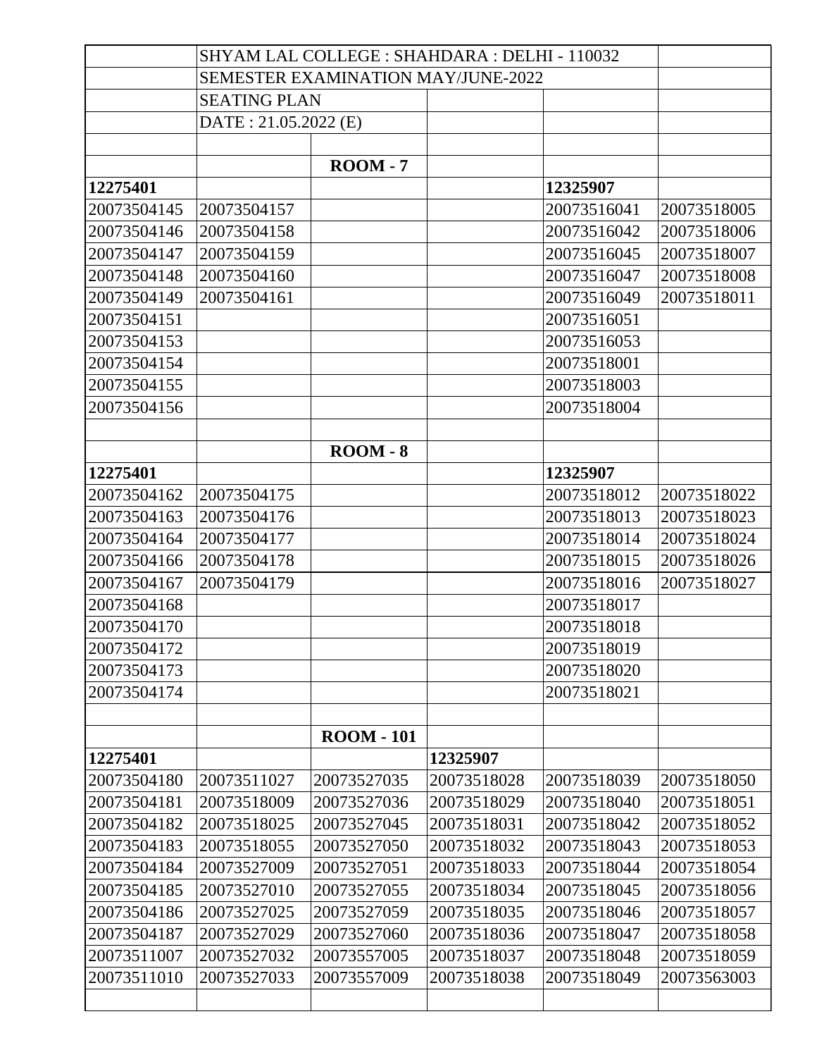SHYAM LAL COLLEGE : SHAHDARA : DELHI - 110032

SEMESTER EXAMINATION MAY/JUNE-2022

SEATING PLAN

DATE : 21.05.2022 (E)

**ROOM - 7**

| **12275401** | | | | **12325907** | |
|---|---|---|---|---|---|
| 20073504145 | 20073504157 | | | 20073516041 | 20073518005 |
| 20073504146 | 20073504158 | | | 20073516042 | 20073518006 |
| 20073504147 | 20073504159 | | | 20073516045 | 20073518007 |
| 20073504148 | 20073504160 | | | 20073516047 | 20073518008 |
| 20073504149 | 20073504161 | | | 20073516049 | 20073518011 |
| 20073504151 | | | | 20073516051 | |
| 20073504153 | | | | 20073516053 | |
| 20073504154 | | | | 20073518001 | |
| 20073504155 | | | | 20073518003 | |
| 20073504156 | | | | 20073518004 | |

**ROOM - 8**

| **12275401** | | | | **12325907** | |
|---|---|---|---|---|---|
| 20073504162 | 20073504175 | | | 20073518012 | 20073518022 |
| 20073504163 | 20073504176 | | | 20073518013 | 20073518023 |
| 20073504164 | 20073504177 | | | 20073518014 | 20073518024 |
| 20073504166 | 20073504178 | | | 20073518015 | 20073518026 |
| 20073504167 | 20073504179 | | | 20073518016 | 20073518027 |
| 20073504168 | | | | 20073518017 | |
| 20073504170 | | | | 20073518018 | |
| 20073504172 | | | | 20073518019 | |
| 20073504173 | | | | 20073518020 | |
| 20073504174 | | | | 20073518021 | |

**ROOM - 101**

| **12275401** | | | **12325907** | | |
|---|---|---|---|---|---|
| 20073504180 | 20073511027 | 20073527035 | 20073518028 | 20073518039 | 20073518050 |
| 20073504181 | 20073518009 | 20073527036 | 20073518029 | 20073518040 | 20073518051 |
| 20073504182 | 20073518025 | 20073527045 | 20073518031 | 20073518042 | 20073518052 |
| 20073504183 | 20073518055 | 20073527050 | 20073518032 | 20073518043 | 20073518053 |
| 20073504184 | 20073527009 | 20073527051 | 20073518033 | 20073518044 | 20073518054 |
| 20073504185 | 20073527010 | 20073527055 | 20073518034 | 20073518045 | 20073518056 |
| 20073504186 | 20073527025 | 20073527059 | 20073518035 | 20073518046 | 20073518057 |
| 20073504187 | 20073527029 | 20073527060 | 20073518036 | 20073518047 | 20073518058 |
| 20073511007 | 20073527032 | 20073557005 | 20073518037 | 20073518048 | 20073518059 |
| 20073511010 | 20073527033 | 20073557009 | 20073518038 | 20073518049 | 20073563003 |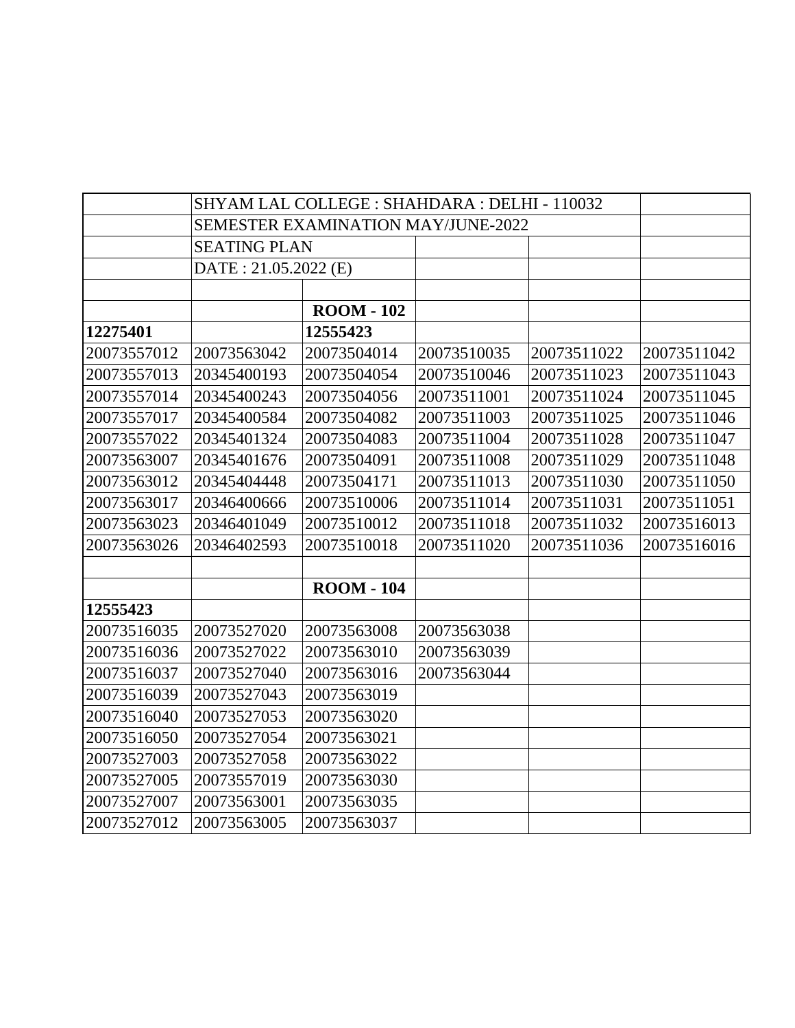| | | | | | |
|---|---|---|---|---|---|
| | SHYAM LAL COLLEGE : SHAHDARA : DELHI - 110032 | | | | |
| | SEMESTER EXAMINATION MAY/JUNE-2022 | | | | |
| | SEATING PLAN | | | | |
| | DATE : 21.05.2022 (E) | | | | |
| | | | | | |
| | | **ROOM - 102** | | | |
| **12275401** | | **12555423** | | | |
| 20073557012 | 20073563042 | 20073504014 | 20073510035 | 20073511022 | 20073511042 |
| 20073557013 | 20345400193 | 20073504054 | 20073510046 | 20073511023 | 20073511043 |
| 20073557014 | 20345400243 | 20073504056 | 20073511001 | 20073511024 | 20073511045 |
| 20073557017 | 20345400584 | 20073504082 | 20073511003 | 20073511025 | 20073511046 |
| 20073557022 | 20345401324 | 20073504083 | 20073511004 | 20073511028 | 20073511047 |
| 20073563007 | 20345401676 | 20073504091 | 20073511008 | 20073511029 | 20073511048 |
| 20073563012 | 20345404448 | 20073504171 | 20073511013 | 20073511030 | 20073511050 |
| 20073563017 | 20346400666 | 20073510006 | 20073511014 | 20073511031 | 20073511051 |
| 20073563023 | 20346401049 | 20073510012 | 20073511018 | 20073511032 | 20073516013 |
| 20073563026 | 20346402593 | 20073510018 | 20073511020 | 20073511036 | 20073516016 |
| | | | | | |
| | | **ROOM - 104** | | | |
| **12555423** | | | | | |
| 20073516035 | 20073527020 | 20073563008 | 20073563038 | | |
| 20073516036 | 20073527022 | 20073563010 | 20073563039 | | |
| 20073516037 | 20073527040 | 20073563016 | 20073563044 | | |
| 20073516039 | 20073527043 | 20073563019 | | | |
| 20073516040 | 20073527053 | 20073563020 | | | |
| 20073516050 | 20073527054 | 20073563021 | | | |
| 20073527003 | 20073527058 | 20073563022 | | | |
| 20073527005 | 20073557019 | 20073563030 | | | |
| 20073527007 | 20073563001 | 20073563035 | | | |
| 20073527012 | 20073563005 | 20073563037 | | | |